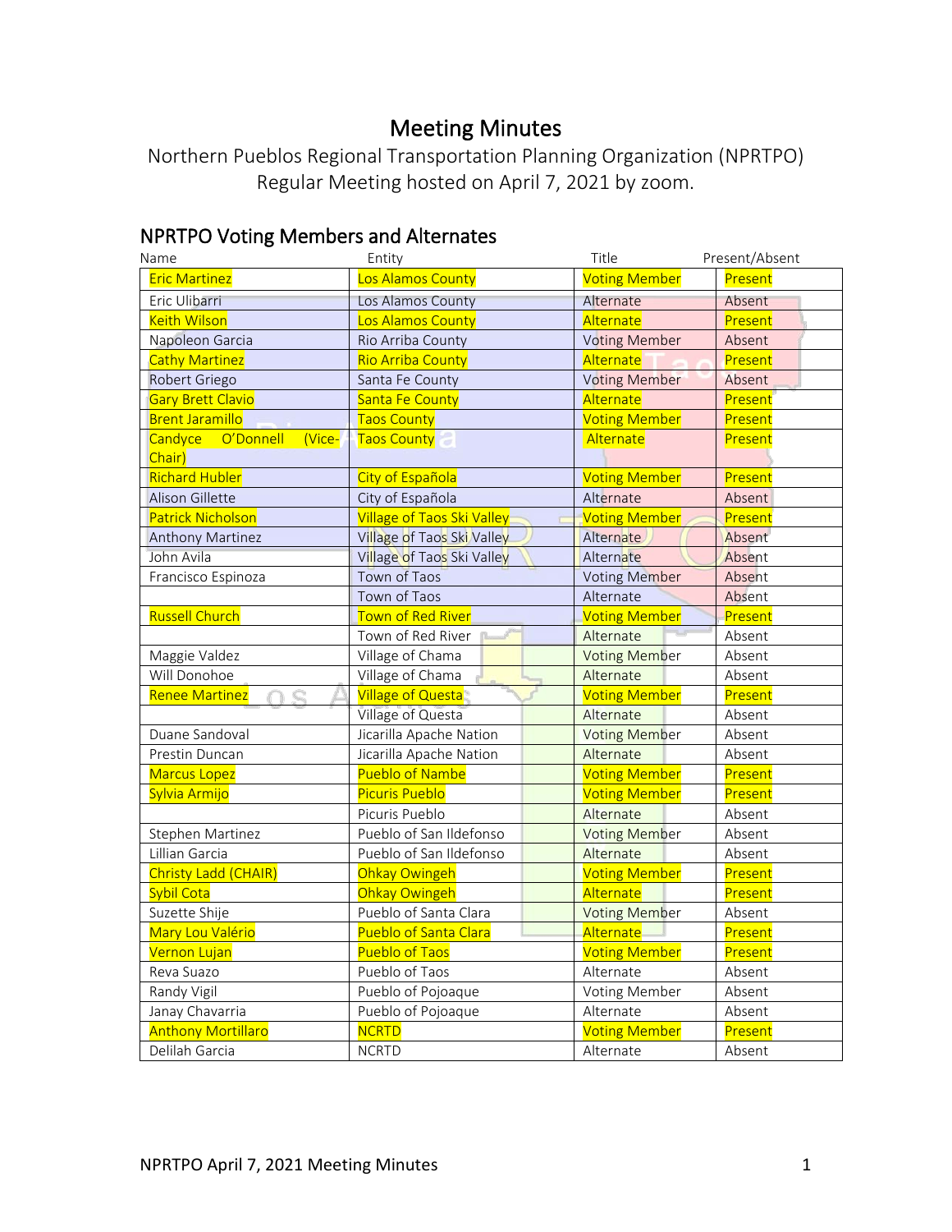// Meeting Minutes

Northern Pueblos Regional Transportation Planning Organization (NPRTPO)

Regular Meeting hosted on April 7, 2021 by zoom.

## NPRTPO Voting Members and Alternates

| Name | Entity | Title | Present/Absent |
|---|---|---|---|
| Eric Martinez | Los Alamos County | Voting Member | Present |
| Eric Ulibarri | Los Alamos County | Alternate | Absent |
| Keith Wilson | Los Alamos County | Alternate | Present |
| Napoleon Garcia | Rio Arriba County | Voting Member | Absent |
| Cathy Martinez | Rio Arriba County | Alternate | Present |
| Robert Griego | Santa Fe County | Voting Member | Absent |
| Gary Brett Clavio | Santa Fe County | Alternate | Present |
| Brent Jaramillo | Taos County | Voting Member | Present |
| Candyce O'Donnell (Vice-Chair) | Taos County | Alternate | Present |
| Richard Hubler | City of Española | Voting Member | Present |
| Alison Gillette | City of Española | Alternate | Absent |
| Patrick Nicholson | Village of Taos Ski Valley | Voting Member | Present |
| Anthony Martinez | Village of Taos Ski Valley | Alternate | Absent |
| John Avila | Village of Taos Ski Valley | Alternate | Absent |
| Francisco Espinoza | Town of Taos | Voting Member | Absent |
| | Town of Taos | Alternate | Absent |
| Russell Church | Town of Red River | Voting Member | Present |
| | Town of Red River | Alternate | Absent |
| Maggie Valdez | Village of Chama | Voting Member | Absent |
| Will Donohoe | Village of Chama | Alternate | Absent |
| Renee Martinez | Village of Questa | Voting Member | Present |
| | Village of Questa | Alternate | Absent |
| Duane Sandoval | Jicarilla Apache Nation | Voting Member | Absent |
| Prestin Duncan | Jicarilla Apache Nation | Alternate | Absent |
| Marcus Lopez | Pueblo of Nambe | Voting Member | Present |
| Sylvia Armijo | Picuris Pueblo | Voting Member | Present |
| | Picuris Pueblo | Alternate | Absent |
| Stephen Martinez | Pueblo of San Ildefonso | Voting Member | Absent |
| Lillian Garcia | Pueblo of San Ildefonso | Alternate | Absent |
| Christy Ladd (CHAIR) | Ohkay Owingeh | Voting Member | Present |
| Sybil Cota | Ohkay Owingeh | Alternate | Present |
| Suzette Shije | Pueblo of Santa Clara | Voting Member | Absent |
| Mary Lou Valério | Pueblo of Santa Clara | Alternate | Present |
| Vernon Lujan | Pueblo of Taos | Voting Member | Present |
| Reva Suazo | Pueblo of Taos | Alternate | Absent |
| Randy Vigil | Pueblo of Pojoaque | Voting Member | Absent |
| Janay Chavarria | Pueblo of Pojoaque | Alternate | Absent |
| Anthony Mortillaro | NCRTD | Voting Member | Present |
| Delilah Garcia | NCRTD | Alternate | Absent |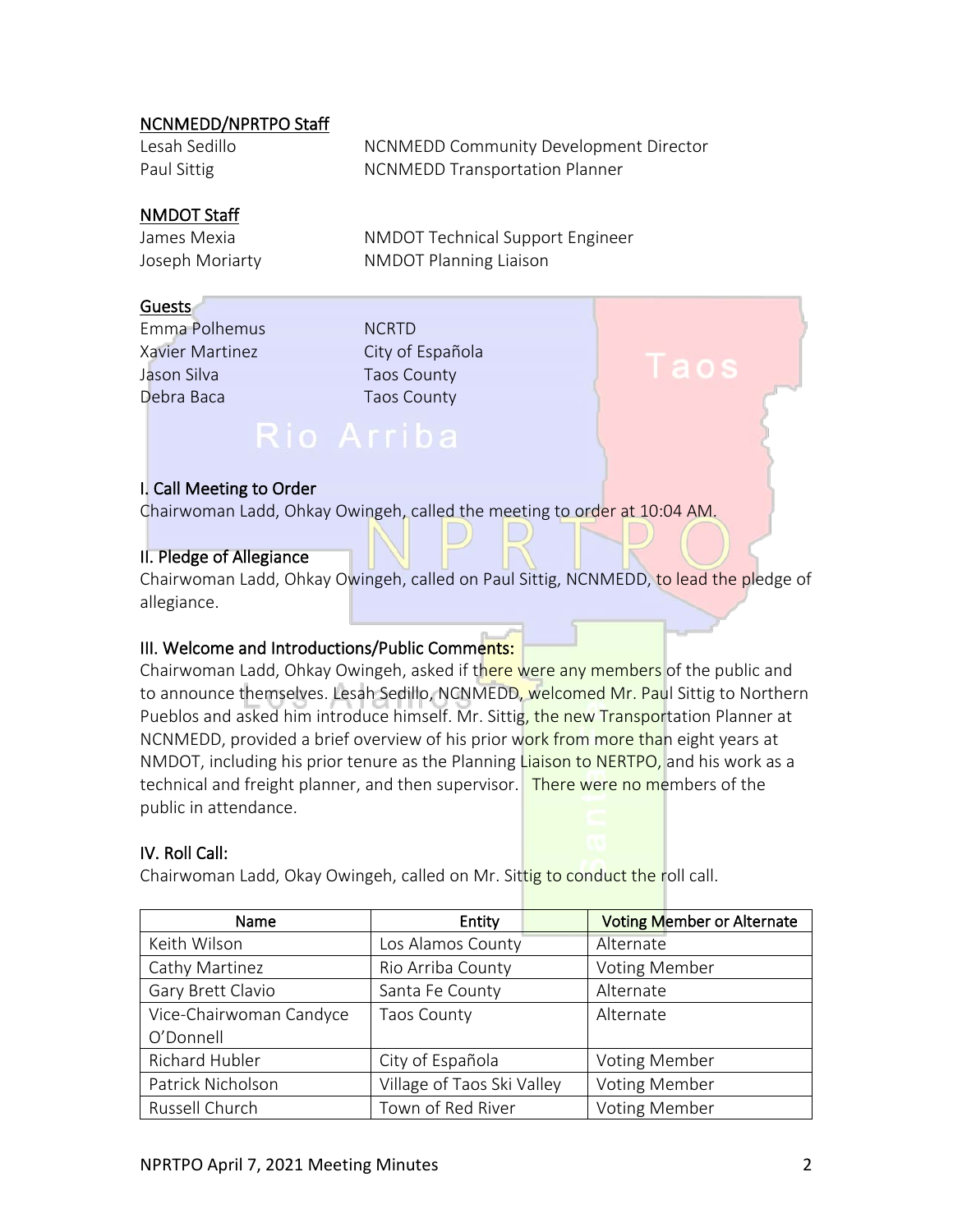## NCNMEDD/NPRTPO Staff

| | |
|---|---|
| Lesah Sedillo | NCNMEDD Community Development Director |
| Paul Sittig | NCNMEDD Transportation Planner |

## NMDOT Staff

| | |
|---|---|
| James Mexia | NMDOT Technical Support Engineer |
| Joseph Moriarty | NMDOT Planning Liaison |

## Guests

| | |
|---|---|
| Emma Polhemus | NCRTD |
| Xavier Martinez | City of Española |
| Jason Silva | Taos County |
| Debra Baca | Taos County |

## I. Call Meeting to Order

Chairwoman Ladd, Ohkay Owingeh, called the meeting to order at 10:04 AM.

## II. Pledge of Allegiance

Chairwoman Ladd, Ohkay Owingeh, called on Paul Sittig, NCNMEDD, to lead the pledge of allegiance.

## III. Welcome and Introductions/Public Comments:

Chairwoman Ladd, Ohkay Owingeh, asked if there were any members of the public and to announce themselves. Lesah Sedillo, NCNMEDD, welcomed Mr. Paul Sittig to Northern Pueblos and asked him introduce himself. Mr. Sittig, the new Transportation Planner at NCNMEDD, provided a brief overview of his prior work from more than eight years at NMDOT, including his prior tenure as the Planning Liaison to NERTPO, and his work as a technical and freight planner, and then supervisor. There were no members of the public in attendance.

## IV. Roll Call:

Chairwoman Ladd, Okay Owingeh, called on Mr. Sittig to conduct the roll call.

| Name | Entity | Voting Member or Alternate |
|---|---|---|
| Keith Wilson | Los Alamos County | Alternate |
| Cathy Martinez | Rio Arriba County | Voting Member |
| Gary Brett Clavio | Santa Fe County | Alternate |
| Vice-Chairwoman Candyce O'Donnell | Taos County | Alternate |
| Richard Hubler | City of Española | Voting Member |
| Patrick Nicholson | Village of Taos Ski Valley | Voting Member |
| Russell Church | Town of Red River | Voting Member |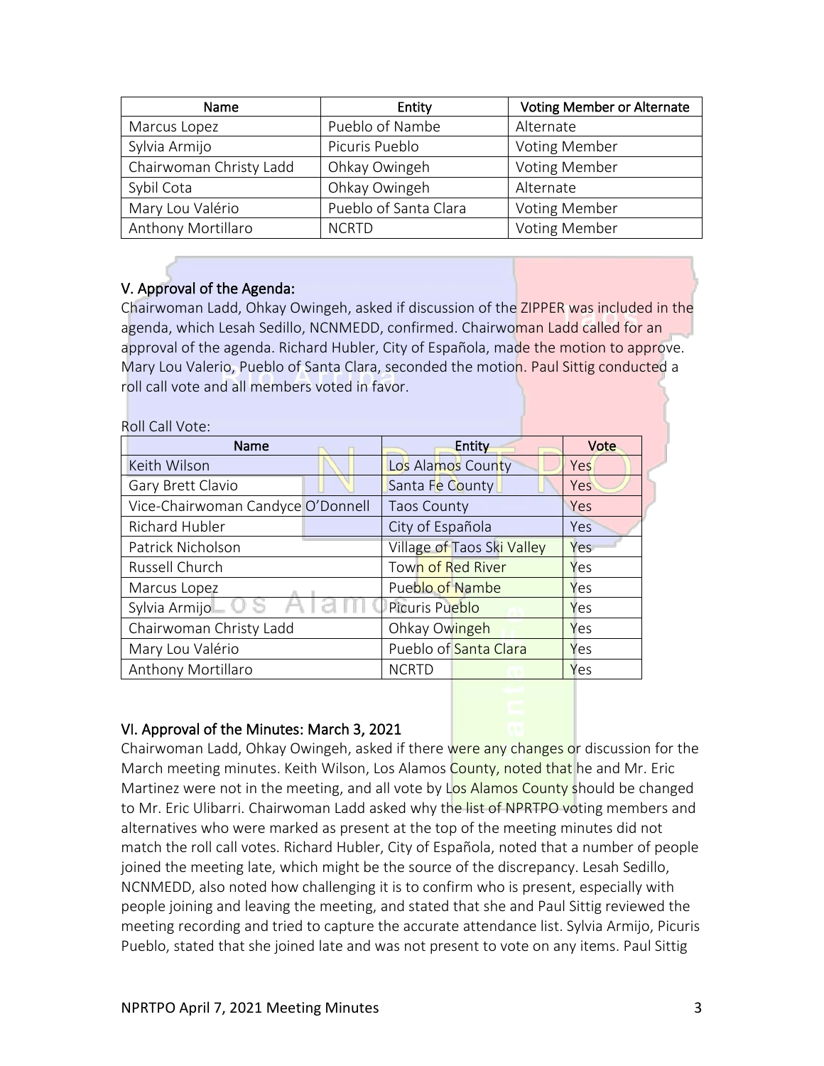| Name | Entity | Voting Member or Alternate |
| --- | --- | --- |
| Marcus Lopez | Pueblo of Nambe | Alternate |
| Sylvia Armijo | Picuris Pueblo | Voting Member |
| Chairwoman Christy Ladd | Ohkay Owingeh | Voting Member |
| Sybil Cota | Ohkay Owingeh | Alternate |
| Mary Lou Valério | Pueblo of Santa Clara | Voting Member |
| Anthony Mortillaro | NCRTD | Voting Member |

## V. Approval of the Agenda:

Chairwoman Ladd, Ohkay Owingeh, asked if discussion of the ZIPPER was included in the agenda, which Lesah Sedillo, NCNMEDD, confirmed. Chairwoman Ladd called for an approval of the agenda. Richard Hubler, City of Española, made the motion to approve. Mary Lou Valerio, Pueblo of Santa Clara, seconded the motion. Paul Sittig conducted a roll call vote and all members voted in favor.

Roll Call Vote:

| Name | Entity | Vote |
| --- | --- | --- |
| Keith Wilson | Los Alamos County | Yes |
| Gary Brett Clavio | Santa Fe County | Yes |
| Vice-Chairwoman Candyce O'Donnell | Taos County | Yes |
| Richard Hubler | City of Española | Yes |
| Patrick Nicholson | Village of Taos Ski Valley | Yes |
| Russell Church | Town of Red River | Yes |
| Marcus Lopez | Pueblo of Nambe | Yes |
| Sylvia Armijo | Picuris Pueblo | Yes |
| Chairwoman Christy Ladd | Ohkay Owingeh | Yes |
| Mary Lou Valério | Pueblo of Santa Clara | Yes |
| Anthony Mortillaro | NCRTD | Yes |

## VI. Approval of the Minutes: March 3, 2021

Chairwoman Ladd, Ohkay Owingeh, asked if there were any changes or discussion for the March meeting minutes. Keith Wilson, Los Alamos County, noted that he and Mr. Eric Martinez were not in the meeting, and all vote by Los Alamos County should be changed to Mr. Eric Ulibarri. Chairwoman Ladd asked why the list of NPRTPO voting members and alternatives who were marked as present at the top of the meeting minutes did not match the roll call votes. Richard Hubler, City of Española, noted that a number of people joined the meeting late, which might be the source of the discrepancy. Lesah Sedillo, NCNMEDD, also noted how challenging it is to confirm who is present, especially with people joining and leaving the meeting, and stated that she and Paul Sittig reviewed the meeting recording and tried to capture the accurate attendance list. Sylvia Armijo, Picuris Pueblo, stated that she joined late and was not present to vote on any items. Paul Sittig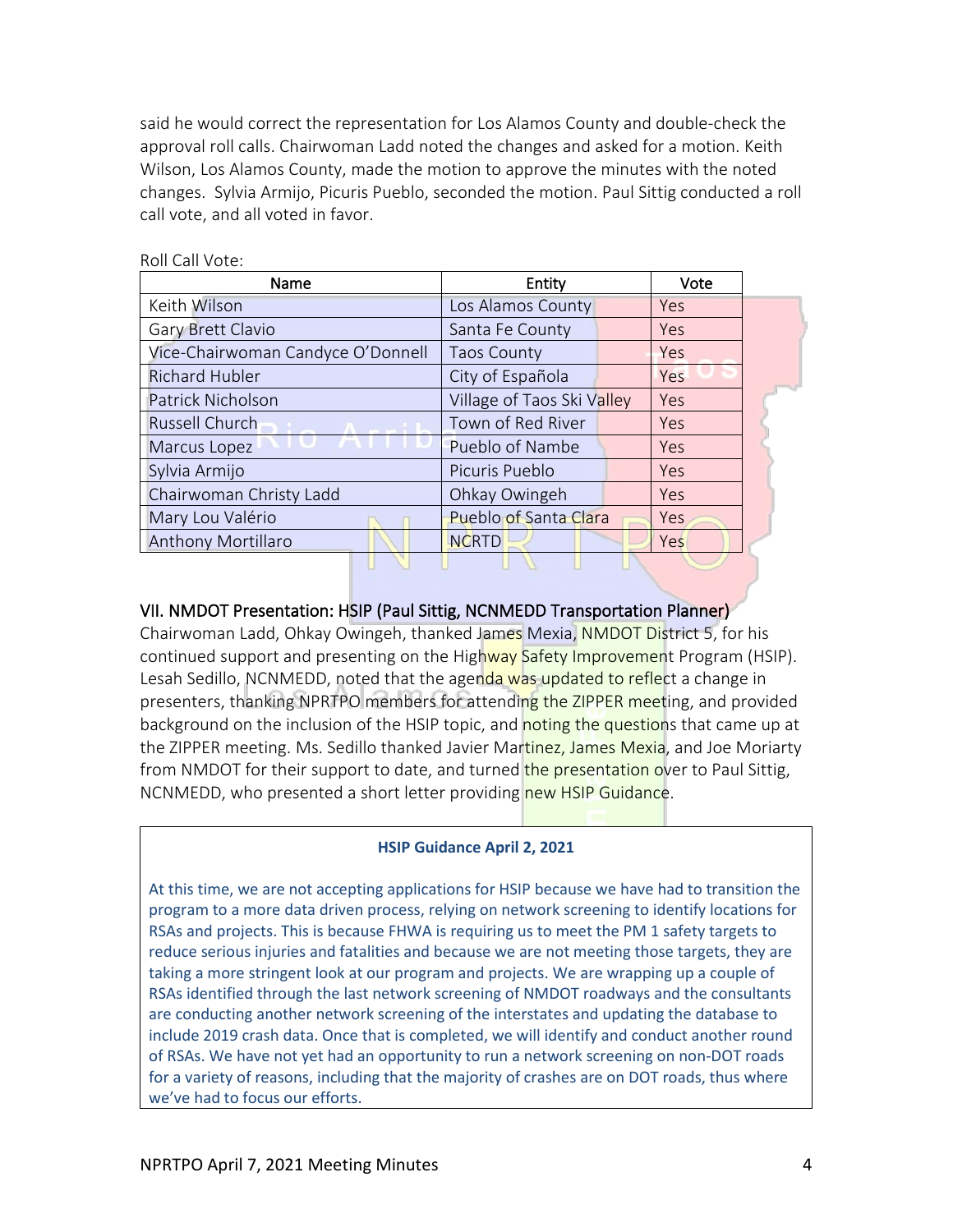said he would correct the representation for Los Alamos County and double-check the approval roll calls. Chairwoman Ladd noted the changes and asked for a motion. Keith Wilson, Los Alamos County, made the motion to approve the minutes with the noted changes. Sylvia Armijo, Picuris Pueblo, seconded the motion. Paul Sittig conducted a roll call vote, and all voted in favor.

Roll Call Vote:

| Name | Entity | Vote |
|---|---|---|
| Keith Wilson | Los Alamos County | Yes |
| Gary Brett Clavio | Santa Fe County | Yes |
| Vice-Chairwoman Candyce O'Donnell | Taos County | Yes |
| Richard Hubler | City of Española | Yes |
| Patrick Nicholson | Village of Taos Ski Valley | Yes |
| Russell Church | Town of Red River | Yes |
| Marcus Lopez | Pueblo of Nambe | Yes |
| Sylvia Armijo | Picuris Pueblo | Yes |
| Chairwoman Christy Ladd | Ohkay Owingeh | Yes |
| Mary Lou Valério | Pueblo of Santa Clara | Yes |
| Anthony Mortillaro | NCRTD | Yes |

## VII. NMDOT Presentation: HSIP (Paul Sittig, NCNMEDD Transportation Planner)

Chairwoman Ladd, Ohkay Owingeh, thanked James Mexia, NMDOT District 5, for his continued support and presenting on the Highway Safety Improvement Program (HSIP). Lesah Sedillo, NCNMEDD, noted that the agenda was updated to reflect a change in presenters, thanking NPRTPO members for attending the ZIPPER meeting, and provided background on the inclusion of the HSIP topic, and noting the questions that came up at the ZIPPER meeting. Ms. Sedillo thanked Javier Martinez, James Mexia, and Joe Moriarty from NMDOT for their support to date, and turned the presentation over to Paul Sittig, NCNMEDD, who presented a short letter providing new HSIP Guidance.

> **HSIP Guidance April 2, 2021**
>
> At this time, we are not accepting applications for HSIP because we have had to transition the program to a more data driven process, relying on network screening to identify locations for RSAs and projects. This is because FHWA is requiring us to meet the PM 1 safety targets to reduce serious injuries and fatalities and because we are not meeting those targets, they are taking a more stringent look at our program and projects. We are wrapping up a couple of RSAs identified through the last network screening of NMDOT roadways and the consultants are conducting another network screening of the interstates and updating the database to include 2019 crash data. Once that is completed, we will identify and conduct another round of RSAs. We have not yet had an opportunity to run a network screening on non-DOT roads for a variety of reasons, including that the majority of crashes are on DOT roads, thus where we've had to focus our efforts.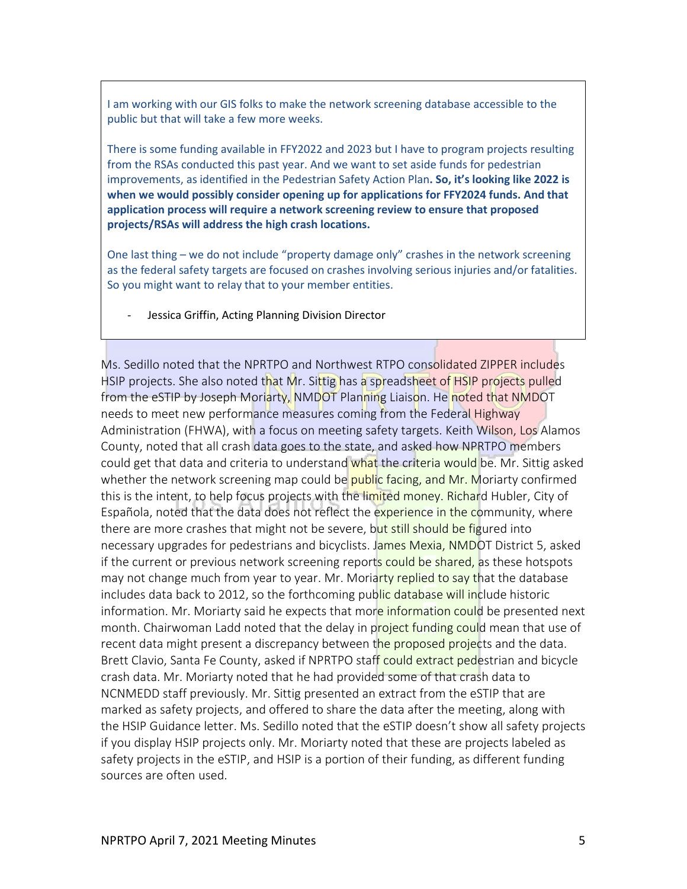> I am working with our GIS folks to make the network screening database accessible to the public but that will take a few more weeks.
>
> There is some funding available in FFY2022 and 2023 but I have to program projects resulting from the RSAs conducted this past year. And we want to set aside funds for pedestrian improvements, as identified in the Pedestrian Safety Action Plan**. So, it's looking like 2022 is when we would possibly consider opening up for applications for FFY2024 funds. And that application process will require a network screening review to ensure that proposed projects/RSAs will address the high crash locations.**
>
> One last thing – we do not include "property damage only" crashes in the network screening as the federal safety targets are focused on crashes involving serious injuries and/or fatalities. So you might want to relay that to your member entities.
>
> - Jessica Griffin, Acting Planning Division Director

Ms. Sedillo noted that the NPRTPO and Northwest RTPO consolidated ZIPPER includes HSIP projects. She also noted that Mr. Sittig has a spreadsheet of HSIP projects pulled from the eSTIP by Joseph Moriarty, NMDOT Planning Liaison. He noted that NMDOT needs to meet new performance measures coming from the Federal Highway Administration (FHWA), with a focus on meeting safety targets. Keith Wilson, Los Alamos County, noted that all crash data goes to the state, and asked how NPRTPO members could get that data and criteria to understand what the criteria would be. Mr. Sittig asked whether the network screening map could be public facing, and Mr. Moriarty confirmed this is the intent, to help focus projects with the limited money. Richard Hubler, City of Española, noted that the data does not reflect the experience in the community, where there are more crashes that might not be severe, but still should be figured into necessary upgrades for pedestrians and bicyclists. James Mexia, NMDOT District 5, asked if the current or previous network screening reports could be shared, as these hotspots may not change much from year to year. Mr. Moriarty replied to say that the database includes data back to 2012, so the forthcoming public database will include historic information. Mr. Moriarty said he expects that more information could be presented next month. Chairwoman Ladd noted that the delay in project funding could mean that use of recent data might present a discrepancy between the proposed projects and the data. Brett Clavio, Santa Fe County, asked if NPRTPO staff could extract pedestrian and bicycle crash data. Mr. Moriarty noted that he had provided some of that crash data to NCNMEDD staff previously. Mr. Sittig presented an extract from the eSTIP that are marked as safety projects, and offered to share the data after the meeting, along with the HSIP Guidance letter. Ms. Sedillo noted that the eSTIP doesn't show all safety projects if you display HSIP projects only. Mr. Moriarty noted that these are projects labeled as safety projects in the eSTIP, and HSIP is a portion of their funding, as different funding sources are often used.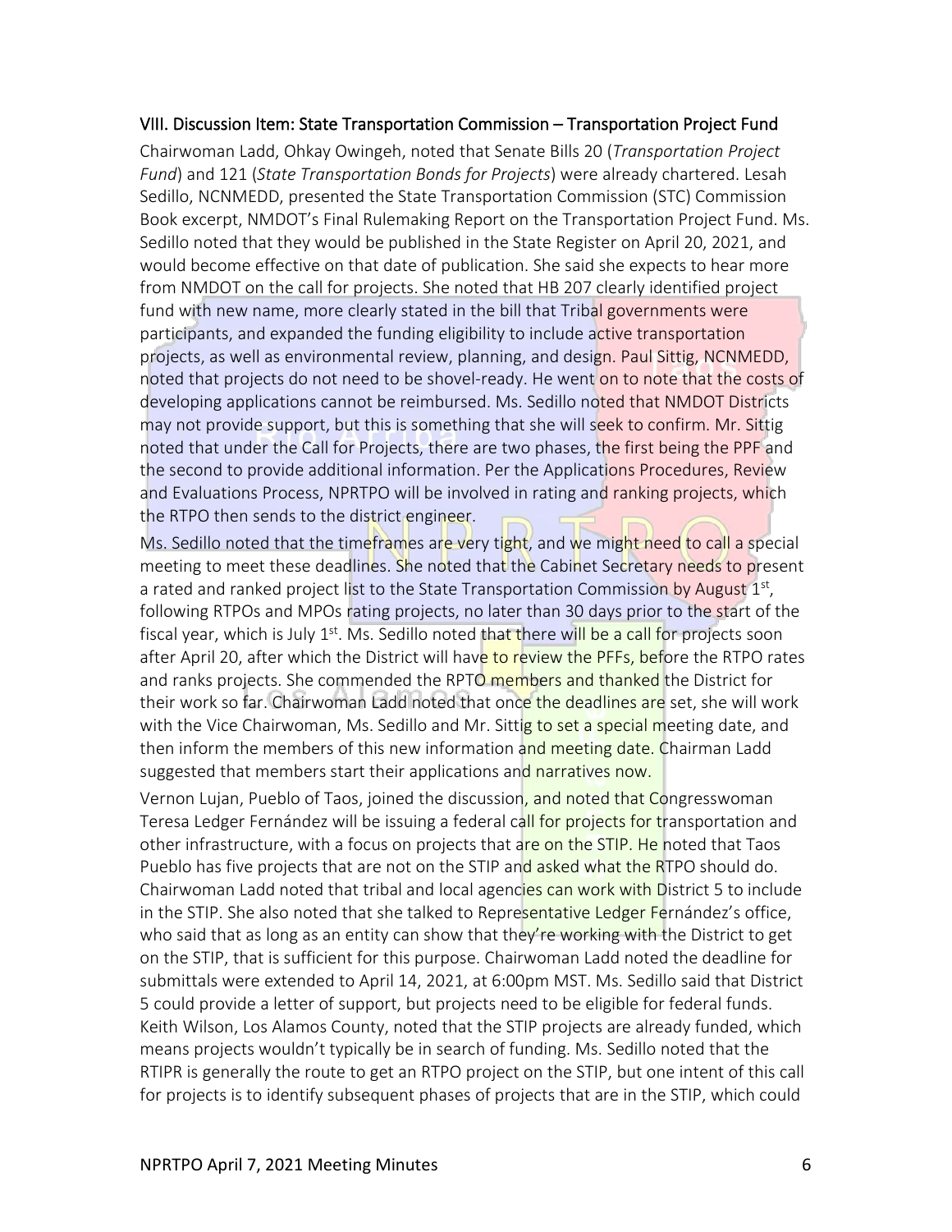## VIII. Discussion Item: State Transportation Commission – Transportation Project Fund

Chairwoman Ladd, Ohkay Owingeh, noted that Senate Bills 20 (*Transportation Project Fund*) and 121 (*State Transportation Bonds for Projects*) were already chartered. Lesah Sedillo, NCNMEDD, presented the State Transportation Commission (STC) Commission Book excerpt, NMDOT's Final Rulemaking Report on the Transportation Project Fund. Ms. Sedillo noted that they would be published in the State Register on April 20, 2021, and would become effective on that date of publication. She said she expects to hear more from NMDOT on the call for projects. She noted that HB 207 clearly identified project fund with new name, more clearly stated in the bill that Tribal governments were participants, and expanded the funding eligibility to include active transportation projects, as well as environmental review, planning, and design. Paul Sittig, NCNMEDD, noted that projects do not need to be shovel-ready. He went on to note that the costs of developing applications cannot be reimbursed. Ms. Sedillo noted that NMDOT Districts may not provide support, but this is something that she will seek to confirm. Mr. Sittig noted that under the Call for Projects, there are two phases, the first being the PPF and the second to provide additional information. Per the Applications Procedures, Review and Evaluations Process, NPRTPO will be involved in rating and ranking projects, which the RTPO then sends to the district engineer.

Ms. Sedillo noted that the timeframes are very tight, and we might need to call a special meeting to meet these deadlines. She noted that the Cabinet Secretary needs to present a rated and ranked project list to the State Transportation Commission by August 1st, following RTPOs and MPOs rating projects, no later than 30 days prior to the start of the fiscal year, which is July 1st. Ms. Sedillo noted that there will be a call for projects soon after April 20, after which the District will have to review the PFFs, before the RTPO rates and ranks projects. She commended the RPTO members and thanked the District for their work so far. Chairwoman Ladd noted that once the deadlines are set, she will work with the Vice Chairwoman, Ms. Sedillo and Mr. Sittig to set a special meeting date, and then inform the members of this new information and meeting date. Chairman Ladd suggested that members start their applications and narratives now.

Vernon Lujan, Pueblo of Taos, joined the discussion, and noted that Congresswoman Teresa Ledger Fernández will be issuing a federal call for projects for transportation and other infrastructure, with a focus on projects that are on the STIP. He noted that Taos Pueblo has five projects that are not on the STIP and asked what the RTPO should do. Chairwoman Ladd noted that tribal and local agencies can work with District 5 to include in the STIP. She also noted that she talked to Representative Ledger Fernández's office, who said that as long as an entity can show that they're working with the District to get on the STIP, that is sufficient for this purpose. Chairwoman Ladd noted the deadline for submittals were extended to April 14, 2021, at 6:00pm MST. Ms. Sedillo said that District 5 could provide a letter of support, but projects need to be eligible for federal funds. Keith Wilson, Los Alamos County, noted that the STIP projects are already funded, which means projects wouldn't typically be in search of funding. Ms. Sedillo noted that the RTIPR is generally the route to get an RTPO project on the STIP, but one intent of this call for projects is to identify subsequent phases of projects that are in the STIP, which could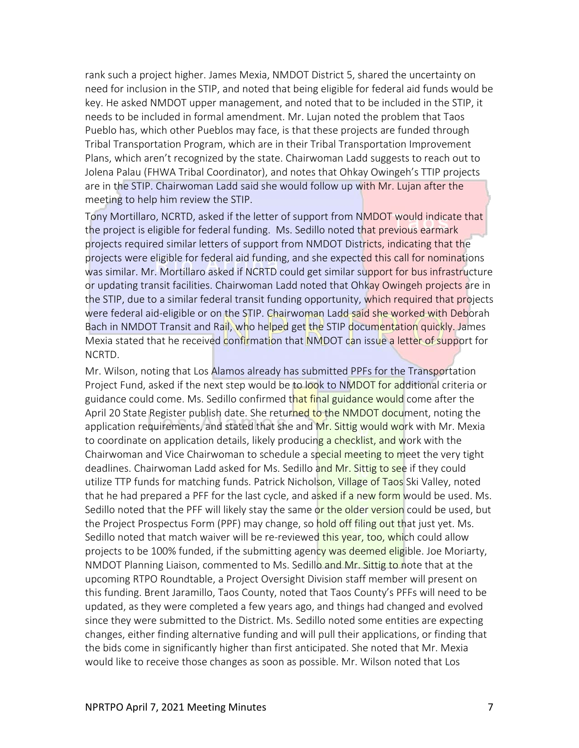rank such a project higher. James Mexia, NMDOT District 5, shared the uncertainty on need for inclusion in the STIP, and noted that being eligible for federal aid funds would be key. He asked NMDOT upper management, and noted that to be included in the STIP, it needs to be included in formal amendment. Mr. Lujan noted the problem that Taos Pueblo has, which other Pueblos may face, is that these projects are funded through Tribal Transportation Program, which are in their Tribal Transportation Improvement Plans, which aren't recognized by the state. Chairwoman Ladd suggests to reach out to Jolena Palau (FHWA Tribal Coordinator), and notes that Ohkay Owingeh's TTIP projects are in the STIP. Chairwoman Ladd said she would follow up with Mr. Lujan after the meeting to help him review the STIP.

Tony Mortillaro, NCRTD, asked if the letter of support from NMDOT would indicate that the project is eligible for federal funding. Ms. Sedillo noted that previous earmark projects required similar letters of support from NMDOT Districts, indicating that the projects were eligible for federal aid funding, and she expected this call for nominations was similar. Mr. Mortillaro asked if NCRTD could get similar support for bus infrastructure or updating transit facilities. Chairwoman Ladd noted that Ohkay Owingeh projects are in the STIP, due to a similar federal transit funding opportunity, which required that projects were federal aid-eligible or on the STIP. Chairwoman Ladd said she worked with Deborah Bach in NMDOT Transit and Rail, who helped get the STIP documentation quickly. James Mexia stated that he received confirmation that NMDOT can issue a letter of support for NCRTD.

Mr. Wilson, noting that Los Alamos already has submitted PPFs for the Transportation Project Fund, asked if the next step would be to look to NMDOT for additional criteria or guidance could come. Ms. Sedillo confirmed that final guidance would come after the April 20 State Register publish date. She returned to the NMDOT document, noting the application requirements, and stated that she and Mr. Sittig would work with Mr. Mexia to coordinate on application details, likely producing a checklist, and work with the Chairwoman and Vice Chairwoman to schedule a special meeting to meet the very tight deadlines. Chairwoman Ladd asked for Ms. Sedillo and Mr. Sittig to see if they could utilize TTP funds for matching funds. Patrick Nicholson, Village of Taos Ski Valley, noted that he had prepared a PFF for the last cycle, and asked if a new form would be used. Ms. Sedillo noted that the PFF will likely stay the same or the older version could be used, but the Project Prospectus Form (PPF) may change, so hold off filing out that just yet. Ms. Sedillo noted that match waiver will be re-reviewed this year, too, which could allow projects to be 100% funded, if the submitting agency was deemed eligible. Joe Moriarty, NMDOT Planning Liaison, commented to Ms. Sedillo and Mr. Sittig to note that at the upcoming RTPO Roundtable, a Project Oversight Division staff member will present on this funding. Brent Jaramillo, Taos County, noted that Taos County's PFFs will need to be updated, as they were completed a few years ago, and things had changed and evolved since they were submitted to the District. Ms. Sedillo noted some entities are expecting changes, either finding alternative funding and will pull their applications, or finding that the bids come in significantly higher than first anticipated. She noted that Mr. Mexia would like to receive those changes as soon as possible. Mr. Wilson noted that Los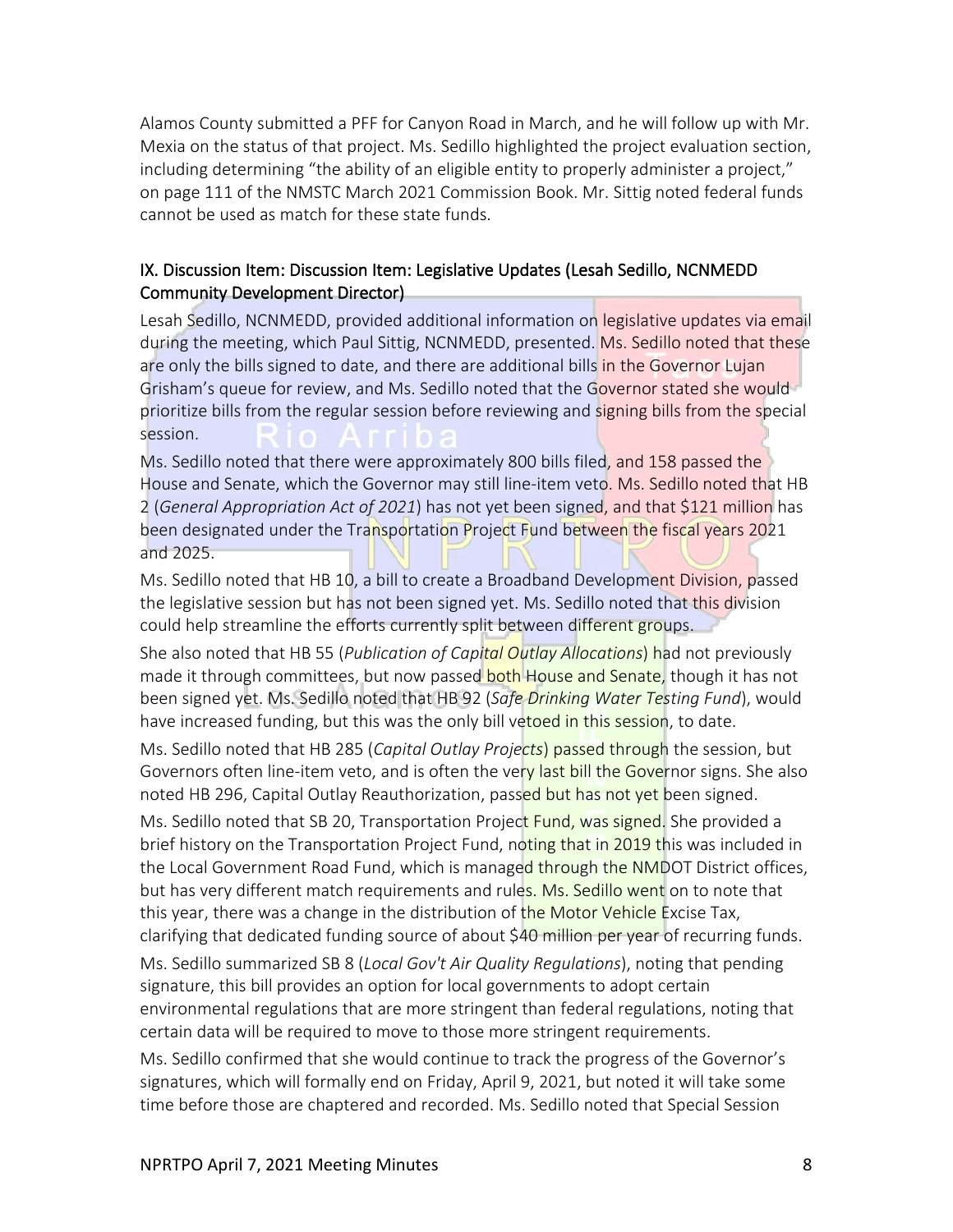Alamos County submitted a PFF for Canyon Road in March, and he will follow up with Mr. Mexia on the status of that project. Ms. Sedillo highlighted the project evaluation section, including determining "the ability of an eligible entity to properly administer a project," on page 111 of the NMSTC March 2021 Commission Book. Mr. Sittig noted federal funds cannot be used as match for these state funds.

## IX. Discussion Item: Discussion Item: Legislative Updates (Lesah Sedillo, NCNMEDD Community Development Director)

Lesah Sedillo, NCNMEDD, provided additional information on legislative updates via email during the meeting, which Paul Sittig, NCNMEDD, presented. Ms. Sedillo noted that these are only the bills signed to date, and there are additional bills in the Governor Lujan Grisham's queue for review, and Ms. Sedillo noted that the Governor stated she would prioritize bills from the regular session before reviewing and signing bills from the special session.

Ms. Sedillo noted that there were approximately 800 bills filed, and 158 passed the House and Senate, which the Governor may still line-item veto. Ms. Sedillo noted that HB 2 (*General Appropriation Act of 2021*) has not yet been signed, and that $121 million has been designated under the Transportation Project Fund between the fiscal years 2021 and 2025.

Ms. Sedillo noted that HB 10, a bill to create a Broadband Development Division, passed the legislative session but has not been signed yet. Ms. Sedillo noted that this division could help streamline the efforts currently split between different groups.

She also noted that HB 55 (*Publication of Capital Outlay Allocations*) had not previously made it through committees, but now passed both House and Senate, though it has not been signed yet. Ms. Sedillo noted that HB 92 (*Safe Drinking Water Testing Fund*), would have increased funding, but this was the only bill vetoed in this session, to date.

Ms. Sedillo noted that HB 285 (*Capital Outlay Projects*) passed through the session, but Governors often line-item veto, and is often the very last bill the Governor signs. She also noted HB 296, Capital Outlay Reauthorization, passed but has not yet been signed.

Ms. Sedillo noted that SB 20, Transportation Project Fund, was signed. She provided a brief history on the Transportation Project Fund, noting that in 2019 this was included in the Local Government Road Fund, which is managed through the NMDOT District offices, but has very different match requirements and rules. Ms. Sedillo went on to note that this year, there was a change in the distribution of the Motor Vehicle Excise Tax, clarifying that dedicated funding source of about $40 million per year of recurring funds.

Ms. Sedillo summarized SB 8 (*Local Gov't Air Quality Regulations*), noting that pending signature, this bill provides an option for local governments to adopt certain environmental regulations that are more stringent than federal regulations, noting that certain data will be required to move to those more stringent requirements.

Ms. Sedillo confirmed that she would continue to track the progress of the Governor's signatures, which will formally end on Friday, April 9, 2021, but noted it will take some time before those are chaptered and recorded. Ms. Sedillo noted that Special Session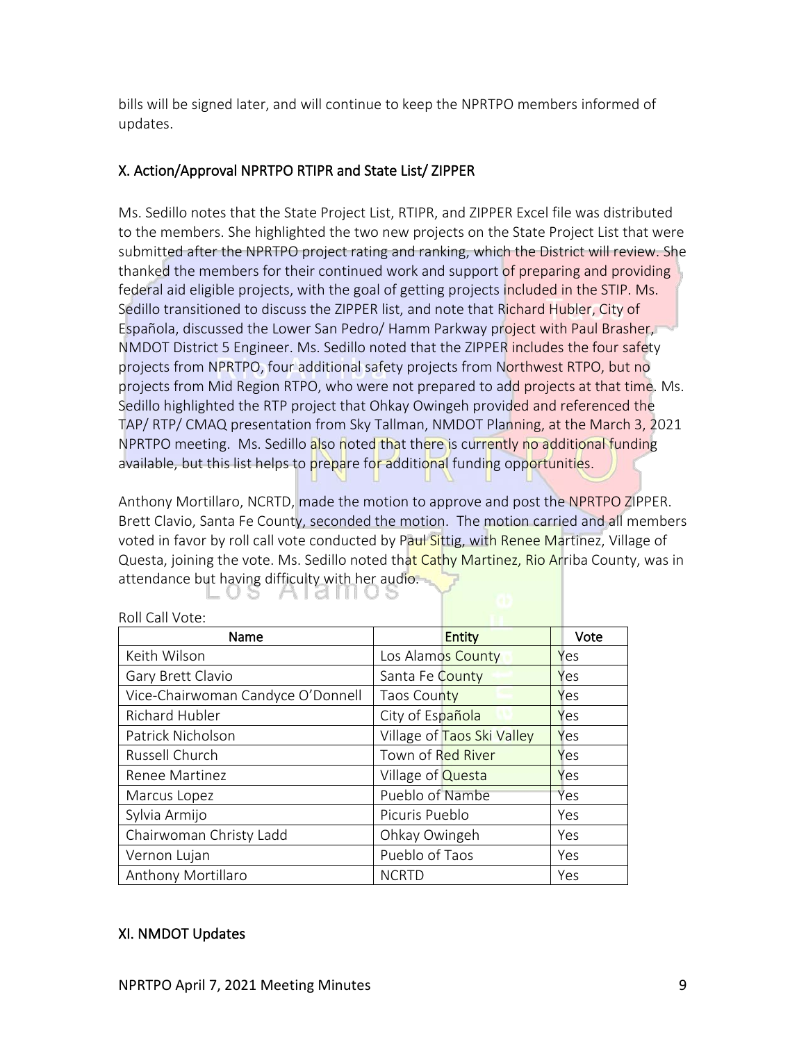bills will be signed later, and will continue to keep the NPRTPO members informed of updates.

## X. Action/Approval NPRTPO RTIPR and State List/ ZIPPER

Ms. Sedillo notes that the State Project List, RTIPR, and ZIPPER Excel file was distributed to the members. She highlighted the two new projects on the State Project List that were submitted after the NPRTPO project rating and ranking, which the District will review. She thanked the members for their continued work and support of preparing and providing federal aid eligible projects, with the goal of getting projects included in the STIP. Ms. Sedillo transitioned to discuss the ZIPPER list, and note that Richard Hubler, City of Española, discussed the Lower San Pedro/ Hamm Parkway project with Paul Brasher, NMDOT District 5 Engineer. Ms. Sedillo noted that the ZIPPER includes the four safety projects from NPRTPO, four additional safety projects from Northwest RTPO, but no projects from Mid Region RTPO, who were not prepared to add projects at that time. Ms. Sedillo highlighted the RTP project that Ohkay Owingeh provided and referenced the TAP/ RTP/ CMAQ presentation from Sky Tallman, NMDOT Planning, at the March 3, 2021 NPRTPO meeting. Ms. Sedillo also noted that there is currently no additional funding available, but this list helps to prepare for additional funding opportunities.

Anthony Mortillaro, NCRTD, made the motion to approve and post the NPRTPO ZIPPER. Brett Clavio, Santa Fe County, seconded the motion. The motion carried and all members voted in favor by roll call vote conducted by Paul Sittig, with Renee Martinez, Village of Questa, joining the vote. Ms. Sedillo noted that Cathy Martinez, Rio Arriba County, was in attendance but having difficulty with her audio.

Roll Call Vote:

| Name | Entity | Vote |
|---|---|---|
| Keith Wilson | Los Alamos County | Yes |
| Gary Brett Clavio | Santa Fe County | Yes |
| Vice-Chairwoman Candyce O'Donnell | Taos County | Yes |
| Richard Hubler | City of Española | Yes |
| Patrick Nicholson | Village of Taos Ski Valley | Yes |
| Russell Church | Town of Red River | Yes |
| Renee Martinez | Village of Questa | Yes |
| Marcus Lopez | Pueblo of Nambe | Yes |
| Sylvia Armijo | Picuris Pueblo | Yes |
| Chairwoman Christy Ladd | Ohkay Owingeh | Yes |
| Vernon Lujan | Pueblo of Taos | Yes |
| Anthony Mortillaro | NCRTD | Yes |

## XI. NMDOT Updates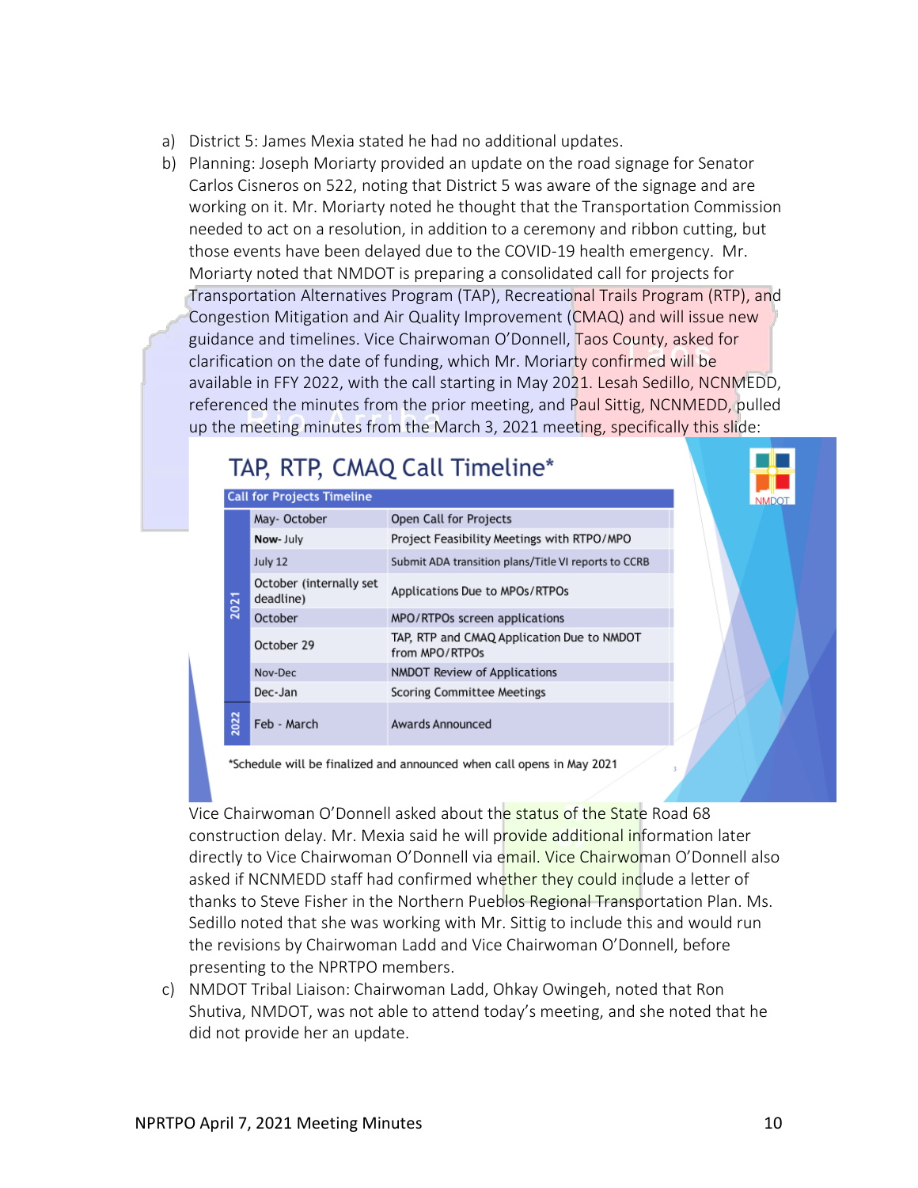a) District 5: James Mexia stated he had no additional updates.

b) Planning: Joseph Moriarty provided an update on the road signage for Senator Carlos Cisneros on 522, noting that District 5 was aware of the signage and are working on it. Mr. Moriarty noted he thought that the Transportation Commission needed to act on a resolution, in addition to a ceremony and ribbon cutting, but those events have been delayed due to the COVID-19 health emergency. Mr. Moriarty noted that NMDOT is preparing a consolidated call for projects for Transportation Alternatives Program (TAP), Recreational Trails Program (RTP), and Congestion Mitigation and Air Quality Improvement (CMAQ) and will issue new guidance and timelines. Vice Chairwoman O'Donnell, Taos County, asked for clarification on the date of funding, which Mr. Moriarty confirmed will be available in FFY 2022, with the call starting in May 2021. Lesah Sedillo, NCNMEDD, referenced the minutes from the prior meeting, and Paul Sittig, NCNMEDD, pulled up the meeting minutes from the March 3, 2021 meeting, specifically this slide:

## TAP, RTP, CMAQ Call Timeline*

| Call for Projects Timeline | | |
|---|---|---|
| 2021 | May- October | Open Call for Projects |
| | **Now**- July | Project Feasibility Meetings with RTPO/MPO |
| | July 12 | Submit ADA transition plans/Title VI reports to CCRB |
| | October (internally set deadline) | Applications Due to MPOs/RTPOs |
| | October | MPO/RTPOs screen applications |
| | October 29 | TAP, RTP and CMAQ Application Due to NMDOT from MPO/RTPOs |
| | Nov-Dec | NMDOT Review of Applications |
| | Dec-Jan | Scoring Committee Meetings |
| 2022 | Feb - March | Awards Announced |

*Schedule will be finalized and announced when call opens in May 2021

Vice Chairwoman O'Donnell asked about the status of the State Road 68 construction delay. Mr. Mexia said he will provide additional information later directly to Vice Chairwoman O'Donnell via email. Vice Chairwoman O'Donnell also asked if NCNMEDD staff had confirmed whether they could include a letter of thanks to Steve Fisher in the Northern Pueblos Regional Transportation Plan. Ms. Sedillo noted that she was working with Mr. Sittig to include this and would run the revisions by Chairwoman Ladd and Vice Chairwoman O'Donnell, before presenting to the NPRTPO members.

c) NMDOT Tribal Liaison: Chairwoman Ladd, Ohkay Owingeh, noted that Ron Shutiva, NMDOT, was not able to attend today's meeting, and she noted that he did not provide her an update.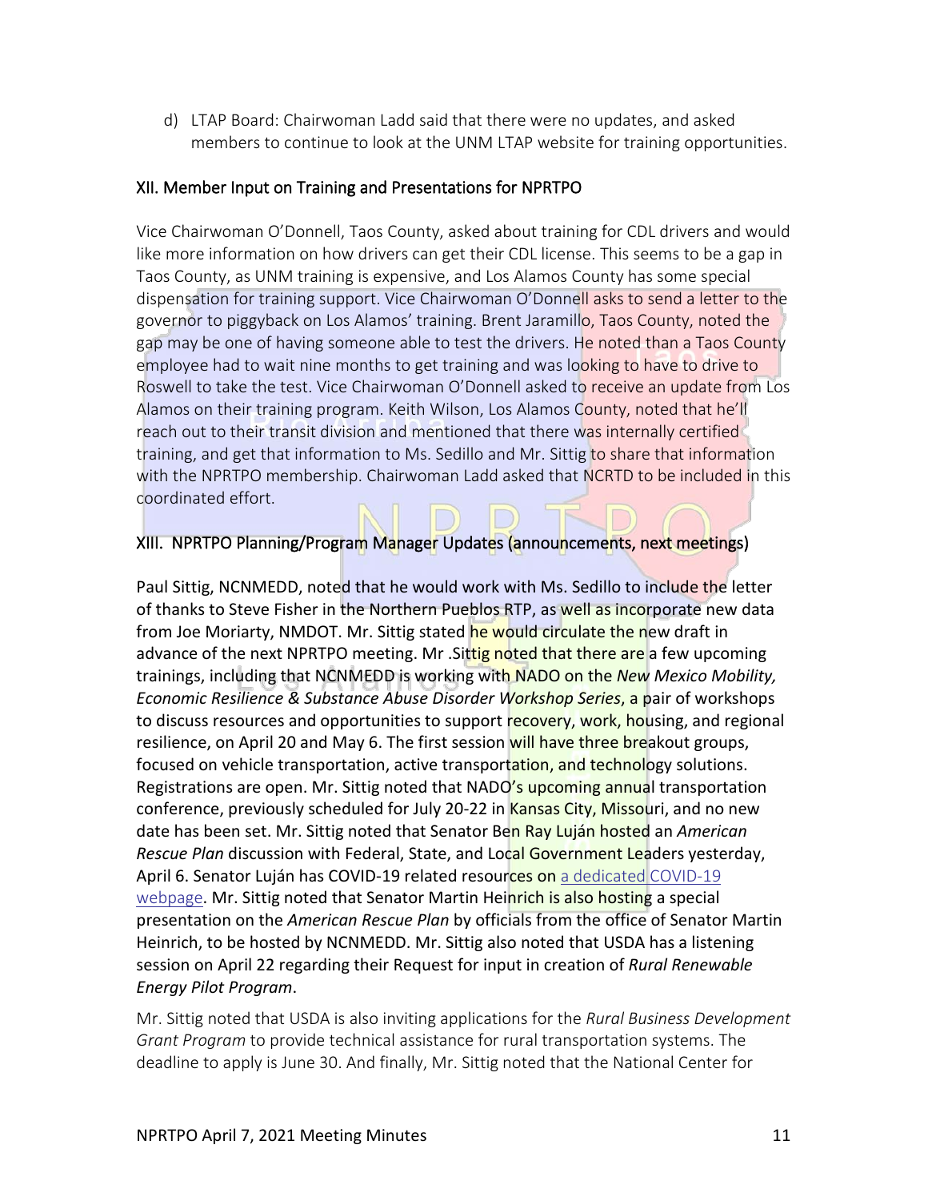d) LTAP Board: Chairwoman Ladd said that there were no updates, and asked members to continue to look at the UNM LTAP website for training opportunities.

## XII. Member Input on Training and Presentations for NPRTPO

Vice Chairwoman O'Donnell, Taos County, asked about training for CDL drivers and would like more information on how drivers can get their CDL license. This seems to be a gap in Taos County, as UNM training is expensive, and Los Alamos County has some special dispensation for training support. Vice Chairwoman O'Donnell asks to send a letter to the governor to piggyback on Los Alamos' training. Brent Jaramillo, Taos County, noted the gap may be one of having someone able to test the drivers. He noted than a Taos County employee had to wait nine months to get training and was looking to have to drive to Roswell to take the test. Vice Chairwoman O'Donnell asked to receive an update from Los Alamos on their training program. Keith Wilson, Los Alamos County, noted that he'll reach out to their transit division and mentioned that there was internally certified training, and get that information to Ms. Sedillo and Mr. Sittig to share that information with the NPRTPO membership. Chairwoman Ladd asked that NCRTD to be included in this coordinated effort.

## XIII. NPRTPO Planning/Program Manager Updates (announcements, next meetings)

Paul Sittig, NCNMEDD, noted that he would work with Ms. Sedillo to include the letter of thanks to Steve Fisher in the Northern Pueblos RTP, as well as incorporate new data from Joe Moriarty, NMDOT. Mr. Sittig stated he would circulate the new draft in advance of the next NPRTPO meeting. Mr .Sittig noted that there are a few upcoming trainings, including that NCNMEDD is working with NADO on the *New Mexico Mobility, Economic Resilience & Substance Abuse Disorder Workshop Series*, a pair of workshops to discuss resources and opportunities to support recovery, work, housing, and regional resilience, on April 20 and May 6. The first session will have three breakout groups, focused on vehicle transportation, active transportation, and technology solutions. Registrations are open. Mr. Sittig noted that NADO's upcoming annual transportation conference, previously scheduled for July 20-22 in Kansas City, Missouri, and no new date has been set. Mr. Sittig noted that Senator Ben Ray Luján hosted an *American Rescue Plan* discussion with Federal, State, and Local Government Leaders yesterday, April 6. Senator Luján has COVID-19 related resources on [a dedicated COVID-19 webpage](). Mr. Sittig noted that Senator Martin Heinrich is also hosting a special presentation on the *American Rescue Plan* by officials from the office of Senator Martin Heinrich, to be hosted by NCNMEDD. Mr. Sittig also noted that USDA has a listening session on April 22 regarding their Request for input in creation of *Rural Renewable Energy Pilot Program*.

Mr. Sittig noted that USDA is also inviting applications for the *Rural Business Development Grant Program* to provide technical assistance for rural transportation systems. The deadline to apply is June 30. And finally, Mr. Sittig noted that the National Center for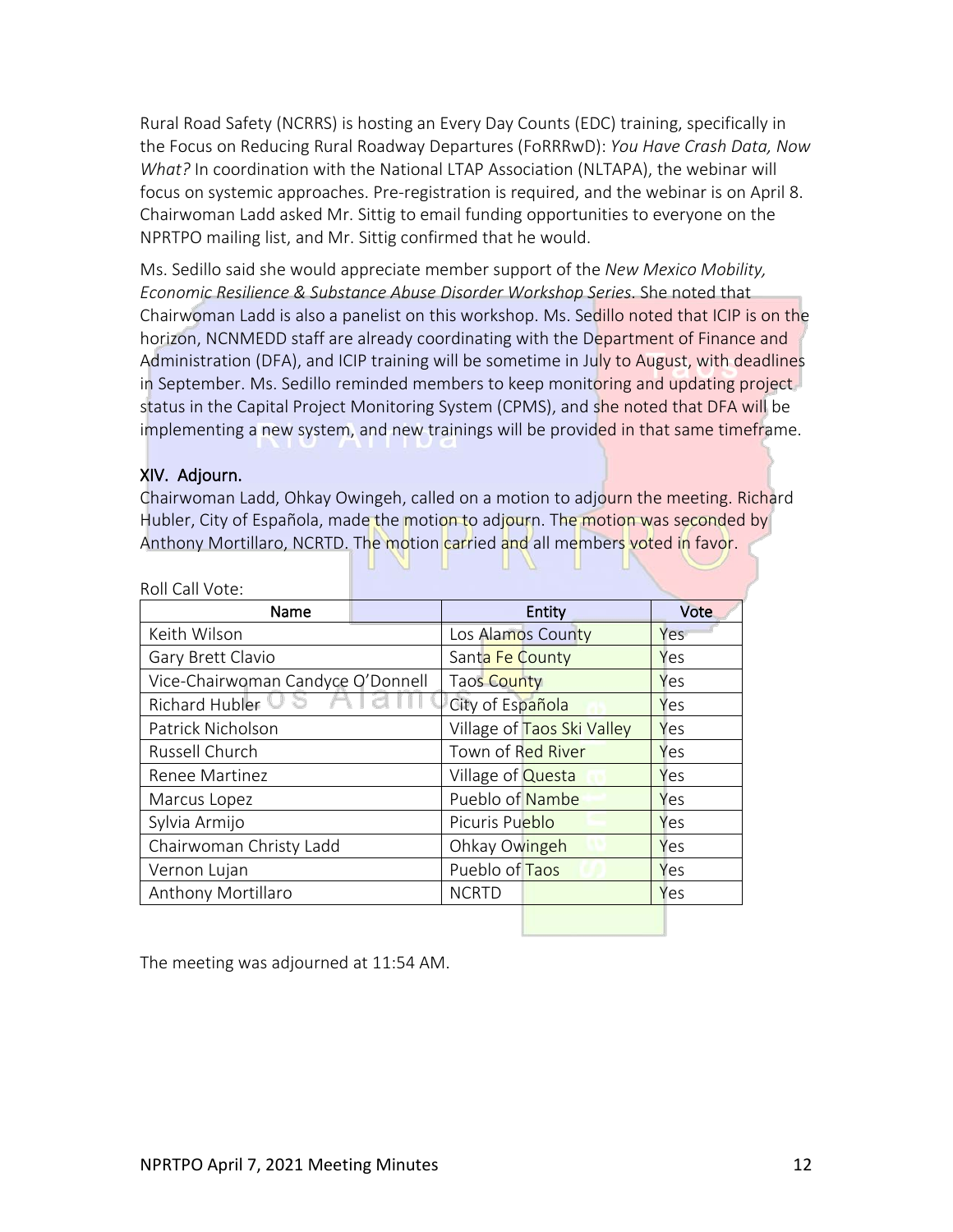Rural Road Safety (NCRRS) is hosting an Every Day Counts (EDC) training, specifically in the Focus on Reducing Rural Roadway Departures (FoRRRwD): *You Have Crash Data, Now What?* In coordination with the National LTAP Association (NLTAPA), the webinar will focus on systemic approaches. Pre-registration is required, and the webinar is on April 8. Chairwoman Ladd asked Mr. Sittig to email funding opportunities to everyone on the NPRTPO mailing list, and Mr. Sittig confirmed that he would.

Ms. Sedillo said she would appreciate member support of the *New Mexico Mobility, Economic Resilience & Substance Abuse Disorder Workshop Series*. She noted that Chairwoman Ladd is also a panelist on this workshop. Ms. Sedillo noted that ICIP is on the horizon, NCNMEDD staff are already coordinating with the Department of Finance and Administration (DFA), and ICIP training will be sometime in July to August, with deadlines in September. Ms. Sedillo reminded members to keep monitoring and updating project status in the Capital Project Monitoring System (CPMS), and she noted that DFA will be implementing a new system, and new trainings will be provided in that same timeframe.

## XIV. Adjourn.

Chairwoman Ladd, Ohkay Owingeh, called on a motion to adjourn the meeting. Richard Hubler, City of Española, made the motion to adjourn. The motion was seconded by Anthony Mortillaro, NCRTD. The motion carried and all members voted in favor.

Roll Call Vote:

| Name | Entity | Vote |
|---|---|---|
| Keith Wilson | Los Alamos County | Yes |
| Gary Brett Clavio | Santa Fe County | Yes |
| Vice-Chairwoman Candyce O'Donnell | Taos County | Yes |
| Richard Hubler | City of Española | Yes |
| Patrick Nicholson | Village of Taos Ski Valley | Yes |
| Russell Church | Town of Red River | Yes |
| Renee Martinez | Village of Questa | Yes |
| Marcus Lopez | Pueblo of Nambe | Yes |
| Sylvia Armijo | Picuris Pueblo | Yes |
| Chairwoman Christy Ladd | Ohkay Owingeh | Yes |
| Vernon Lujan | Pueblo of Taos | Yes |
| Anthony Mortillaro | NCRTD | Yes |

The meeting was adjourned at 11:54 AM.